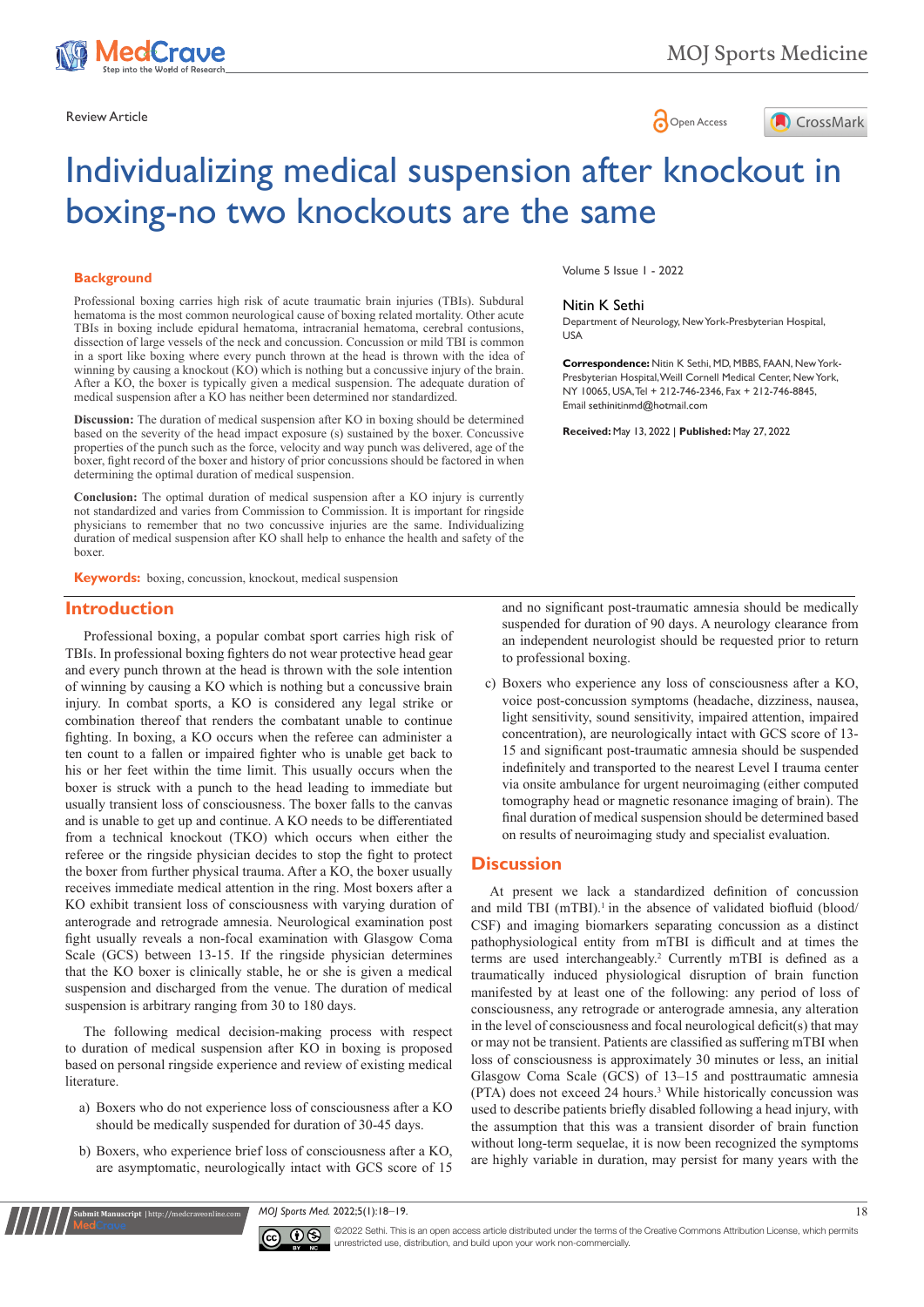Review Article

# Individualizing medical suspension after knockout in boxing-no two knockouts are the same

Volume 5 Issue 1 - 2022

**Nitin K Sethi**

Department of Neurology, New York-Presbyterian Hospital, USA

**Correspondence:** Nitin K Sethi, MD, MBBS, FAAN, New York-Presbyterian Hospital, Weill Cornell Medical Center, New York, NY 10065, USA, Tel + 212-746-2346, Fax + 212-746-8845, Email sethinitinmd@hotmail.com

**Received:** May 13, 2022 | **Published:** May 27, 2022

### Background

Professional boxing carries high risk of acute traumatic brain injuries (TBIs). Subdural hematoma is the most common neurological cause of boxing related mortality. Other acute TBIs in boxing include epidural hematoma, intracranial hematoma, cerebral contusions, dissection of large vessels of the neck and concussion. Concussion or mild TBI is common in a sport like boxing where every punch thrown at the head is thrown with the idea of winning by causing a knockout (KO) which is nothing but a concussive injury of the brain. After a KO, the boxer is typically given a medical suspension. The adequate duration of medical suspension after a KO has neither been determined nor standardized.

**Discussion:** The duration of medical suspension after KO in boxing should be determined based on the severity of the head impact exposure (s) sustained by the boxer. Concussive properties of the punch such as the force, velocity and way punch was delivered, age of the boxer, fight record of the boxer and history of prior concussions should be factored in when determining the optimal duration of medical suspension.

**Conclusion:** The optimal duration of medical suspension after a KO injury is currently not standardized and varies from Commission to Commission. It is important for ringside physicians to remember that no two concussive injuries are the same. Individualizing duration of medical suspension after KO shall help to enhance the health and safety of the boxer.

**Keywords:** boxing, concussion, knockout, medical suspension

## Introduction

Professional boxing, a popular combat sport carries high risk of TBIs. In professional boxing fighters do not wear protective head gear and every punch thrown at the head is thrown with the sole intention of winning by causing a KO which is nothing but a concussive brain injury. In combat sports, a KO is considered any legal strike or combination thereof that renders the combatant unable to continue fighting. In boxing, a KO occurs when the referee can administer a ten count to a fallen or impaired fighter who is unable get back to his or her feet within the time limit. This usually occurs when the boxer is struck with a punch to the head leading to immediate but usually transient loss of consciousness. The boxer falls to the canvas and is unable to get up and continue. A KO needs to be differentiated from a technical knockout (TKO) which occurs when either the referee or the ringside physician decides to stop the fight to protect the boxer from further physical trauma. After a KO, the boxer usually receives immediate medical attention in the ring. Most boxers after a KO exhibit transient loss of consciousness with varying duration of anterograde and retrograde amnesia. Neurological examination post fight usually reveals a non-focal examination with Glasgow Coma Scale (GCS) between 13-15. If the ringside physician determines that the KO boxer is clinically stable, he or she is given a medical suspension and discharged from the venue. The duration of medical suspension is arbitrary ranging from 30 to 180 days.

The following medical decision-making process with respect to duration of medical suspension after KO in boxing is proposed based on personal ringside experience and review of existing medical literature.

a) Boxers who do not experience loss of consciousness after a KO should be medically suspended for duration of 30-45 days.

b) Boxers, who experience brief loss of consciousness after a KO, are asymptomatic, neurologically intact with GCS score of 15 and no significant post-traumatic amnesia should be medically suspended for duration of 90 days. A neurology clearance from an independent neurologist should be requested prior to return to professional boxing.

c) Boxers who experience any loss of consciousness after a KO, voice post-concussion symptoms (headache, dizziness, nausea, light sensitivity, sound sensitivity, impaired attention, impaired concentration), are neurologically intact with GCS score of 13-15 and significant post-traumatic amnesia should be suspended indefinitely and transported to the nearest Level I trauma center via onsite ambulance for urgent neuroimaging (either computed tomography head or magnetic resonance imaging of brain). The final duration of medical suspension should be determined based on results of neuroimaging study and specialist evaluation.

## Discussion

At present we lack a standardized definition of concussion and mild TBI (mTBI).[1] in the absence of validated biofluid (blood/CSF) and imaging biomarkers separating concussion as a distinct pathophysiological entity from mTBI is difficult and at times the terms are used interchangeably.[2] Currently mTBI is defined as a traumatically induced physiological disruption of brain function manifested by at least one of the following: any period of loss of consciousness, any retrograde or anterograde amnesia, any alteration in the level of consciousness and focal neurological deficit(s) that may or may not be transient. Patients are classified as suffering mTBI when loss of consciousness is approximately 30 minutes or less, an initial Glasgow Coma Scale (GCS) of 13–15 and posttraumatic amnesia (PTA) does not exceed 24 hours.[3] While historically concussion was used to describe patients briefly disabled following a head injury, with the assumption that this was a transient disorder of brain function without long-term sequelae, it is now been recognized the symptoms are highly variable in duration, may persist for many years with the

©2022 Sethi. This is an open access article distributed under the terms of the Creative Commons Attribution License, which permits unrestricted use, distribution, and build upon your work non-commercially.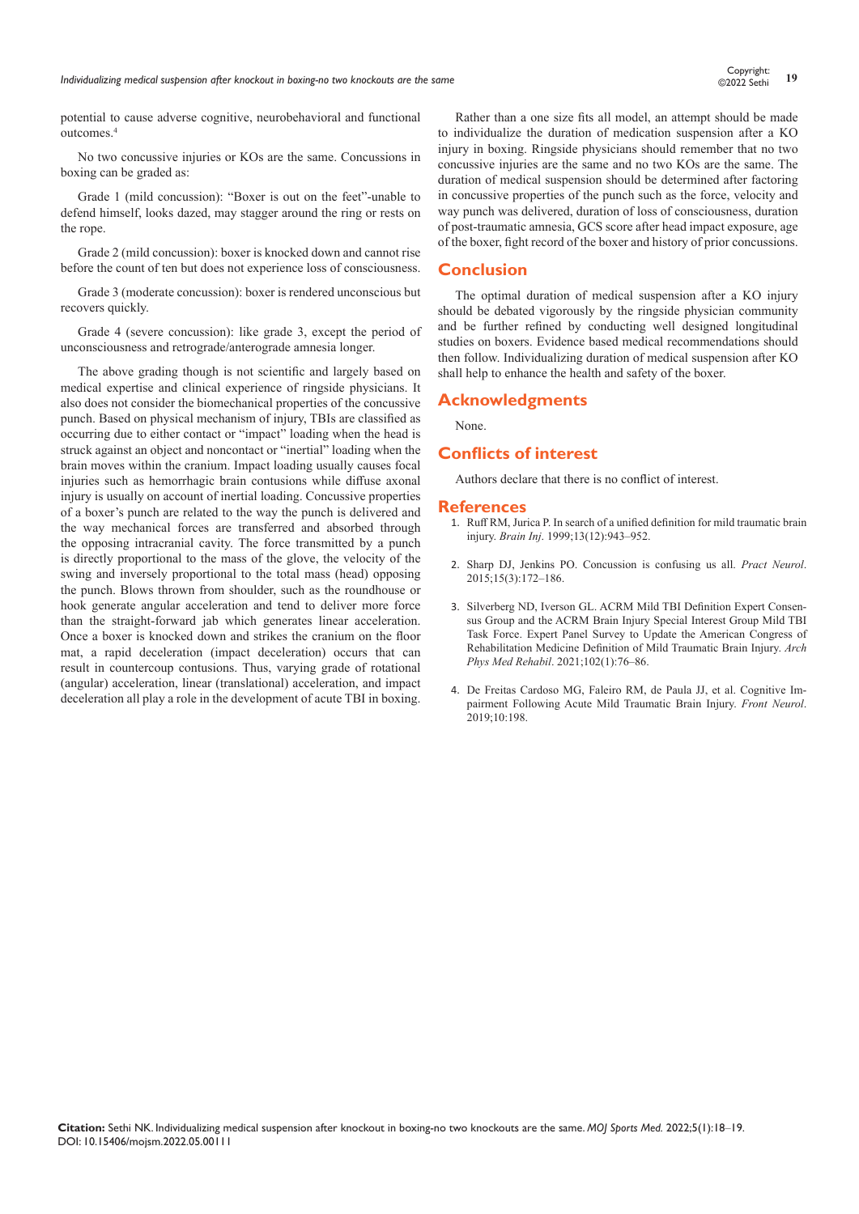potential to cause adverse cognitive, neurobehavioral and functional outcomes.[4]

No two concussive injuries or KOs are the same. Concussions in boxing can be graded as:

Grade 1 (mild concussion): "Boxer is out on the feet"-unable to defend himself, looks dazed, may stagger around the ring or rests on the rope.

Grade 2 (mild concussion): boxer is knocked down and cannot rise before the count of ten but does not experience loss of consciousness.

Grade 3 (moderate concussion): boxer is rendered unconscious but recovers quickly.

Grade 4 (severe concussion): like grade 3, except the period of unconsciousness and retrograde/anterograde amnesia longer.

The above grading though is not scientific and largely based on medical expertise and clinical experience of ringside physicians. It also does not consider the biomechanical properties of the concussive punch. Based on physical mechanism of injury, TBIs are classified as occurring due to either contact or "impact" loading when the head is struck against an object and noncontact or "inertial" loading when the brain moves within the cranium. Impact loading usually causes focal injuries such as hemorrhagic brain contusions while diffuse axonal injury is usually on account of inertial loading. Concussive properties of a boxer's punch are related to the way the punch is delivered and the way mechanical forces are transferred and absorbed through the opposing intracranial cavity. The force transmitted by a punch is directly proportional to the mass of the glove, the velocity of the swing and inversely proportional to the total mass (head) opposing the punch. Blows thrown from shoulder, such as the roundhouse or hook generate angular acceleration and tend to deliver more force than the straight-forward jab which generates linear acceleration. Once a boxer is knocked down and strikes the cranium on the floor mat, a rapid deceleration (impact deceleration) occurs that can result in countercoup contusions. Thus, varying grade of rotational (angular) acceleration, linear (translational) acceleration, and impact deceleration all play a role in the development of acute TBI in boxing.

Rather than a one size fits all model, an attempt should be made to individualize the duration of medication suspension after a KO injury in boxing. Ringside physicians should remember that no two concussive injuries are the same and no two KOs are the same. The duration of medical suspension should be determined after factoring in concussive properties of the punch such as the force, velocity and way punch was delivered, duration of loss of consciousness, duration of post-traumatic amnesia, GCS score after head impact exposure, age of the boxer, fight record of the boxer and history of prior concussions.

## Conclusion

The optimal duration of medical suspension after a KO injury should be debated vigorously by the ringside physician community and be further refined by conducting well designed longitudinal studies on boxers. Evidence based medical recommendations should then follow. Individualizing duration of medical suspension after KO shall help to enhance the health and safety of the boxer.

## Acknowledgments

None.

## Conflicts of interest

Authors declare that there is no conflict of interest.

## References

1. Ruff RM, Jurica P. In search of a unified definition for mild traumatic brain injury. *Brain Inj*. 1999;13(12):943–952.
2. Sharp DJ, Jenkins PO. Concussion is confusing us all. *Pract Neurol*. 2015;15(3):172–186.
3. Silverberg ND, Iverson GL. ACRM Mild TBI Definition Expert Consensus Group and the ACRM Brain Injury Special Interest Group Mild TBI Task Force. Expert Panel Survey to Update the American Congress of Rehabilitation Medicine Definition of Mild Traumatic Brain Injury. *Arch Phys Med Rehabil*. 2021;102(1):76–86.
4. De Freitas Cardoso MG, Faleiro RM, de Paula JJ, et al. Cognitive Impairment Following Acute Mild Traumatic Brain Injury. *Front Neurol*. 2019;10:198.